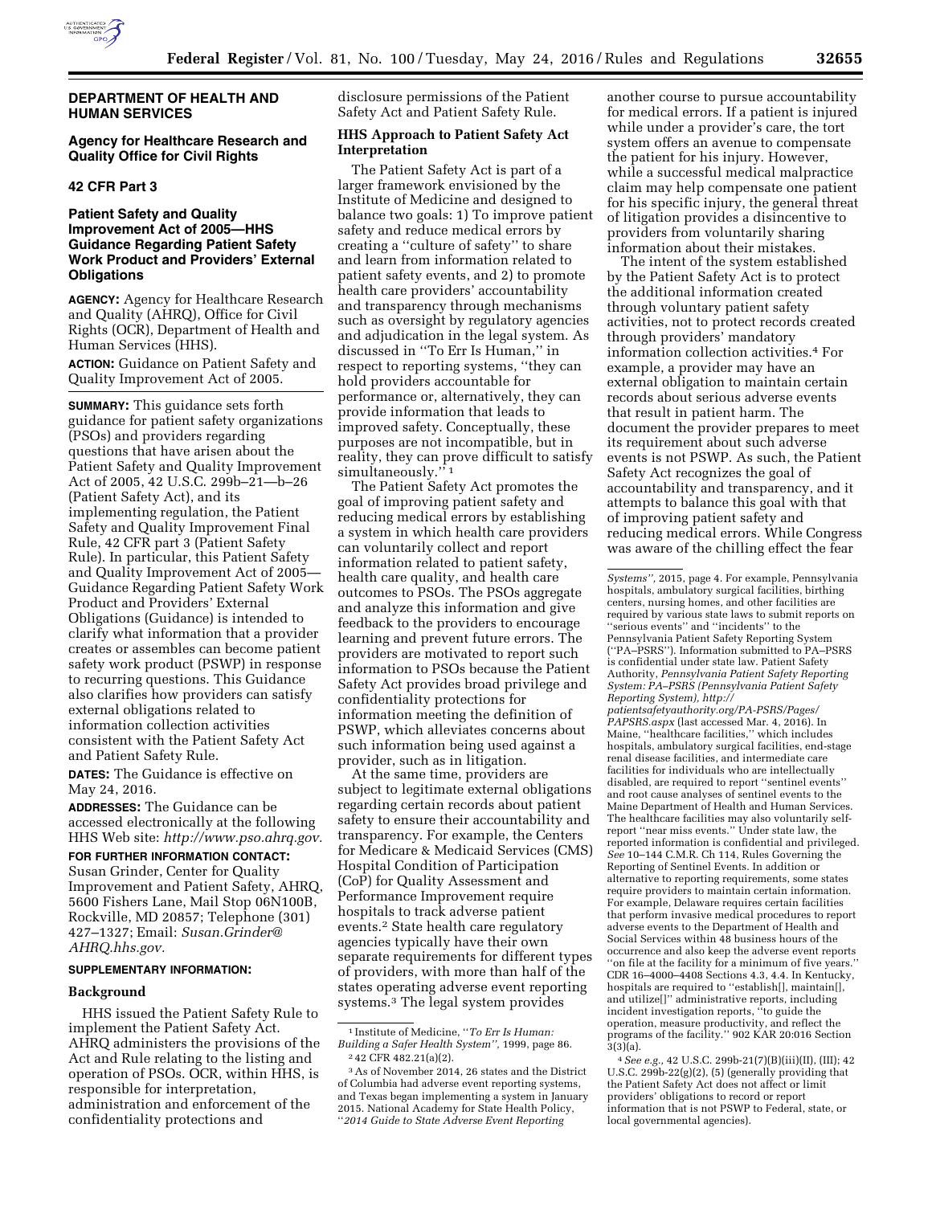# DEPARTMENT OF HEALTH AND HUMAN SERVICES

## Agency for Healthcare Research and Quality Office for Civil Rights

## 42 CFR Part 3

## Patient Safety and Quality Improvement Act of 2005—HHS Guidance Regarding Patient Safety Work Product and Providers' External Obligations

**AGENCY:** Agency for Healthcare Research and Quality (AHRQ), Office for Civil Rights (OCR), Department of Health and Human Services (HHS).

**ACTION:** Guidance on Patient Safety and Quality Improvement Act of 2005.

**SUMMARY:** This guidance sets forth guidance for patient safety organizations (PSOs) and providers regarding questions that have arisen about the Patient Safety and Quality Improvement Act of 2005, 42 U.S.C. 299b–21—b–26 (Patient Safety Act), and its implementing regulation, the Patient Safety and Quality Improvement Final Rule, 42 CFR part 3 (Patient Safety Rule). In particular, this Patient Safety and Quality Improvement Act of 2005—Guidance Regarding Patient Safety Work Product and Providers' External Obligations (Guidance) is intended to clarify what information that a provider creates or assembles can become patient safety work product (PSWP) in response to recurring questions. This Guidance also clarifies how providers can satisfy external obligations related to information collection activities consistent with the Patient Safety Act and Patient Safety Rule.

**DATES:** The Guidance is effective on May 24, 2016.

**ADDRESSES:** The Guidance can be accessed electronically at the following HHS Web site: *http://www.pso.ahrq.gov.*

**FOR FURTHER INFORMATION CONTACT:** Susan Grinder, Center for Quality Improvement and Patient Safety, AHRQ, 5600 Fishers Lane, Mail Stop 06N100B, Rockville, MD 20857; Telephone (301) 427–1327; Email: *Susan.Grinder@AHRQ.hhs.gov.*

**SUPPLEMENTARY INFORMATION:**

### Background

HHS issued the Patient Safety Rule to implement the Patient Safety Act. AHRQ administers the provisions of the Act and Rule relating to the listing and operation of PSOs. OCR, within HHS, is responsible for interpretation, administration and enforcement of the confidentiality protections and disclosure permissions of the Patient Safety Act and Patient Safety Rule.

### HHS Approach to Patient Safety Act Interpretation

The Patient Safety Act is part of a larger framework envisioned by the Institute of Medicine and designed to balance two goals: 1) To improve patient safety and reduce medical errors by creating a "culture of safety" to share and learn from information related to patient safety events, and 2) to promote health care providers' accountability and transparency through mechanisms such as oversight by regulatory agencies and adjudication in the legal system. As discussed in "To Err Is Human," in respect to reporting systems, "they can hold providers accountable for performance or, alternatively, they can provide information that leads to improved safety. Conceptually, these purposes are not incompatible, but in reality, they can prove difficult to satisfy simultaneously."[1]

The Patient Safety Act promotes the goal of improving patient safety and reducing medical errors by establishing a system in which health care providers can voluntarily collect and report information related to patient safety, health care quality, and health care outcomes to PSOs. The PSOs aggregate and analyze this information and give feedback to the providers to encourage learning and prevent future errors. The providers are motivated to report such information to PSOs because the Patient Safety Act provides broad privilege and confidentiality protections for information meeting the definition of PSWP, which alleviates concerns about such information being used against a provider, such as in litigation.

At the same time, providers are subject to legitimate external obligations regarding certain records about patient safety to ensure their accountability and transparency. For example, the Centers for Medicare & Medicaid Services (CMS) Hospital Condition of Participation (CoP) for Quality Assessment and Performance Improvement require hospitals to track adverse patient events.[2] State health care regulatory agencies typically have their own separate requirements for different types of providers, with more than half of the states operating adverse event reporting systems.[3] The legal system provides another course to pursue accountability for medical errors. If a patient is injured while under a provider's care, the tort system offers an avenue to compensate the patient for his injury. However, while a successful medical malpractice claim may help compensate one patient for his specific injury, the general threat of litigation provides a disincentive to providers from voluntarily sharing information about their mistakes.

The intent of the system established by the Patient Safety Act is to protect the additional information created through voluntary patient safety activities, not to protect records created through providers' mandatory information collection activities.[4] For example, a provider may have an external obligation to maintain certain records about serious adverse events that result in patient harm. The document the provider prepares to meet its requirement about such adverse events is not PSWP. As such, the Patient Safety Act recognizes the goal of accountability and transparency, and it attempts to balance this goal with that of improving patient safety and reducing medical errors. While Congress was aware of the chilling effect the fear

---

[1] Institute of Medicine, "*To Err Is Human: Building a Safer Health System*", 1999, page 86.

[2] 42 CFR 482.21(a)(2).

[3] As of November 2014, 26 states and the District of Columbia had adverse event reporting systems, and Texas began implementing a system in January 2015. National Academy for State Health Policy, "*2014 Guide to State Adverse Event Reporting Systems*", 2015, page 4. For example, Pennsylvania hospitals, ambulatory surgical facilities, birthing centers, nursing homes, and other facilities are required by various state laws to submit reports on "serious events" and "incidents" to the Pennsylvania Patient Safety Reporting System ("PA–PSRS"). Information submitted to PA–PSRS is confidential under state law. Patient Safety Authority, *Pennsylvania Patient Safety Reporting System: PA–PSRS (Pennsylvania Patient Safety Reporting System), http://patientsafetyauthority.org/PA-PSRS/Pages/PAPSRS.aspx* (last accessed Mar. 4, 2016). In Maine, "healthcare facilities," which includes hospitals, ambulatory surgical facilities, end-stage renal disease facilities, and intermediate care facilities for individuals who are intellectually disabled, are required to report "sentinel events" and root cause analyses of sentinel events to the Maine Department of Health and Human Services. The healthcare facilities may also voluntarily self-report "near miss events." Under state law, the reported information is confidential and privileged. *See* 10–144 C.M.R. Ch 114, Rules Governing the Reporting of Sentinel Events. In addition or alternative to reporting requirements, some states require providers to maintain certain information. For example, Delaware requires certain facilities that perform invasive medical procedures to report adverse events to the Department of Health and Social Services within 48 business hours of the occurrence and also keep the adverse event reports "on file at the facility for a minimum of five years." CDR 16–4000–4408 Sections 4.3, 4.4. In Kentucky, hospitals are required to "establish[], maintain[], and utilize[]" administrative reports, including incident investigation reports, "to guide the operation, measure productivity, and reflect the programs of the facility." 902 KAR 20:016 Section 3(3)(a).

[4] *See e.g.,* 42 U.S.C. 299b-21(7)(B)(iii)(II), (III); 42 U.S.C. 299b-22(g)(2), (5) (generally providing that the Patient Safety Act does not affect or limit providers' obligations to record or report information that is not PSWP to Federal, state, or local governmental agencies).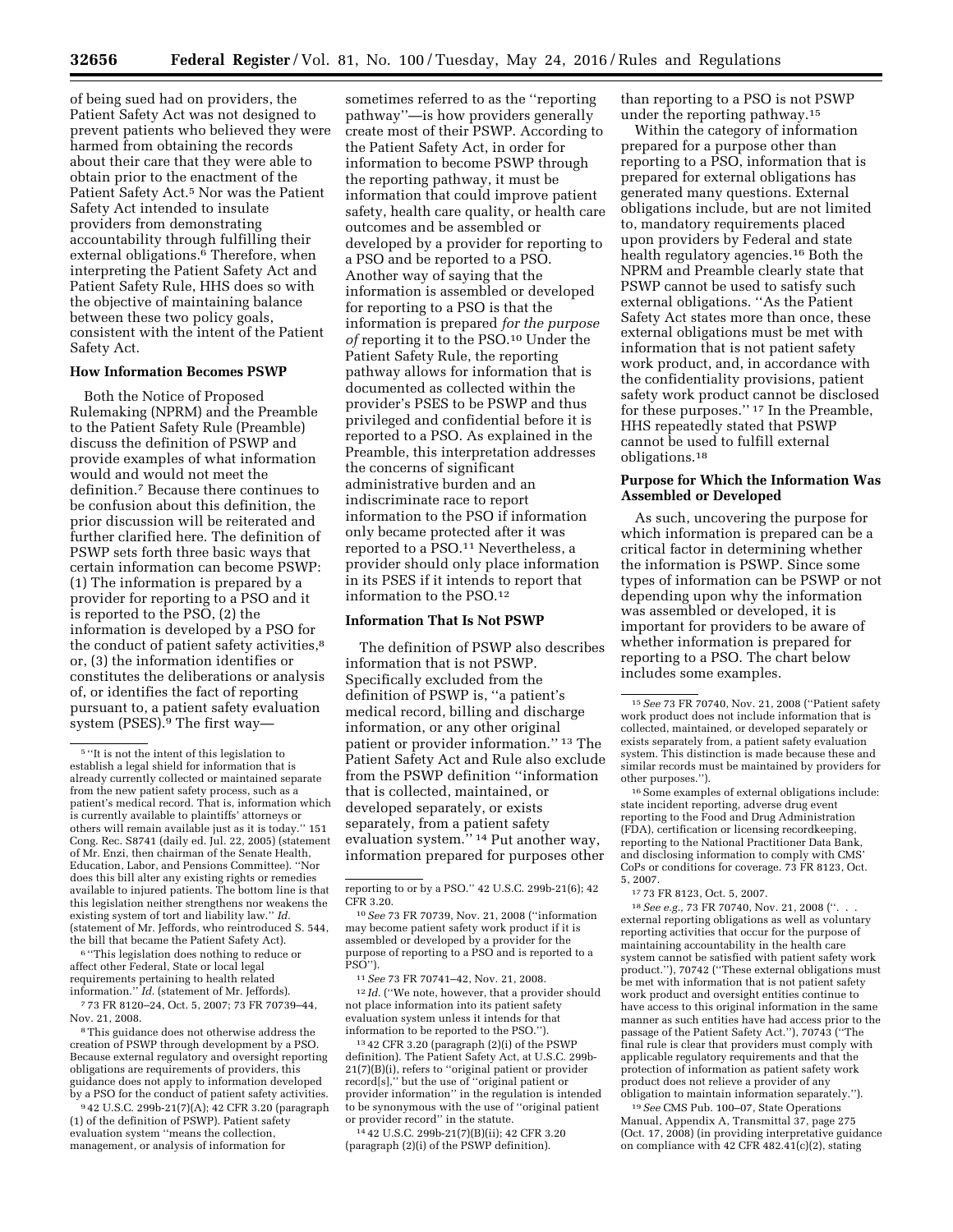of being sued had on providers, the Patient Safety Act was not designed to prevent patients who believed they were harmed from obtaining the records about their care that they were able to obtain prior to the enactment of the Patient Safety Act.[5] Nor was the Patient Safety Act intended to insulate providers from demonstrating accountability through fulfilling their external obligations.[6] Therefore, when interpreting the Patient Safety Act and Patient Safety Rule, HHS does so with the objective of maintaining balance between these two policy goals, consistent with the intent of the Patient Safety Act.

### How Information Becomes PSWP

Both the Notice of Proposed Rulemaking (NPRM) and the Preamble to the Patient Safety Rule (Preamble) discuss the definition of PSWP and provide examples of what information would and would not meet the definition.[7] Because there continues to be confusion about this definition, the prior discussion will be reiterated and further clarified here. The definition of PSWP sets forth three basic ways that certain information can become PSWP: (1) The information is prepared by a provider for reporting to a PSO and it is reported to the PSO, (2) the information is developed by a PSO for the conduct of patient safety activities,[8] or, (3) the information identifies or constitutes the deliberations or analysis of, or identifies the fact of reporting pursuant to, a patient safety evaluation system (PSES).[9] The first way—sometimes referred to as the ''reporting pathway''—is how providers generally create most of their PSWP. According to the Patient Safety Act, in order for information to become PSWP through the reporting pathway, it must be information that could improve patient safety, health care quality, or health care outcomes and be assembled or developed by a provider for reporting to a PSO and be reported to a PSO. Another way of saying that the information is assembled or developed for reporting to a PSO is that the information is prepared *for the purpose of* reporting it to the PSO.[10] Under the Patient Safety Rule, the reporting pathway allows for information that is documented as collected within the provider's PSES to be PSWP and thus privileged and confidential before it is reported to a PSO. As explained in the Preamble, this interpretation addresses the concerns of significant administrative burden and an indiscriminate race to report information to the PSO if information only became protected after it was reported to a PSO.[11] Nevertheless, a provider should only place information in its PSES if it intends to report that information to the PSO.[12]

### Information That Is Not PSWP

The definition of PSWP also describes information that is not PSWP. Specifically excluded from the definition of PSWP is, ''a patient's medical record, billing and discharge information, or any other original patient or provider information.'' [13] The Patient Safety Act and Rule also exclude from the PSWP definition ''information that is collected, maintained, or developed separately, or exists separately, from a patient safety evaluation system.'' [14] Put another way, information prepared for purposes other than reporting to a PSO is not PSWP under the reporting pathway.[15]

Within the category of information prepared for a purpose other than reporting to a PSO, information that is prepared for external obligations has generated many questions. External obligations include, but are not limited to, mandatory requirements placed upon providers by Federal and state health regulatory agencies.[16] Both the NPRM and Preamble clearly state that PSWP cannot be used to satisfy such external obligations. ''As the Patient Safety Act states more than once, these external obligations must be met with information that is not patient safety work product, and, in accordance with the confidentiality provisions, patient safety work product cannot be disclosed for these purposes.'' [17] In the Preamble, HHS repeatedly stated that PSWP cannot be used to fulfill external obligations.[18]

### Purpose for Which the Information Was Assembled or Developed

As such, uncovering the purpose for which information is prepared can be a critical factor in determining whether the information is PSWP. Since some types of information can be PSWP or not depending upon why the information was assembled or developed, it is important for providers to be aware of whether information is prepared for reporting to a PSO. The chart below includes some examples.

---

[5] ''It is not the intent of this legislation to establish a legal shield for information that is already currently collected or maintained separate from the new patient safety process, such as a patient's medical record. That is, information which is currently available to plaintiffs' attorneys or others will remain available just as it is today.'' 151 Cong. Rec. S8741 (daily ed. Jul. 22, 2005) (statement of Mr. Enzi, then chairman of the Senate Health, Education, Labor, and Pensions Committee). ''Nor does this bill alter any existing rights or remedies available to injured patients. The bottom line is that this legislation neither strengthens nor weakens the existing system of tort and liability law.'' *Id.* (statement of Mr. Jeffords, who reintroduced S. 544, the bill that became the Patient Safety Act).

[6] ''This legislation does nothing to reduce or affect other Federal, State or local legal requirements pertaining to health related information.'' *Id.* (statement of Mr. Jeffords).

[7] 73 FR 8120–24, Oct. 5, 2007; 73 FR 70739–44, Nov. 21, 2008.

[8] This guidance does not otherwise address the creation of PSWP through development by a PSO. Because external regulatory and oversight reporting obligations are requirements of providers, this guidance does not apply to information developed by a PSO for the conduct of patient safety activities.

[9] 42 U.S.C. 299b-21(7)(A); 42 CFR 3.20 (paragraph (1) of the definition of PSWP). Patient safety evaluation system ''means the collection, management, or analysis of information for reporting to or by a PSO.'' 42 U.S.C. 299b-21(6); 42 CFR 3.20.

[10] *See* 73 FR 70739, Nov. 21, 2008 (''information may become patient safety work product if it is assembled or developed by a provider for the purpose of reporting to a PSO and is reported to a PSO'').

[11] *See* 73 FR 70741–42, Nov. 21, 2008.

[12] *Id.* (''We note, however, that a provider should not place information into its patient safety evaluation system unless it intends for that information to be reported to the PSO.'').

[13] 42 CFR 3.20 (paragraph (2)(i) of the PSWP definition). The Patient Safety Act, at U.S.C. 299b-21(7)(B)(i), refers to ''original patient or provider record[s],'' but the use of ''original patient or provider information'' in the regulation is intended to be synonymous with the use of ''original patient or provider record'' in the statute.

[14] 42 U.S.C. 299b-21(7)(B)(ii); 42 CFR 3.20 (paragraph (2)(i) of the PSWP definition).

[15] *See* 73 FR 70740, Nov. 21, 2008 (''Patient safety work product does not include information that is collected, maintained, or developed separately or exists separately from, a patient safety evaluation system. This distinction is made because these and similar records must be maintained by providers for other purposes.'').

[16] Some examples of external obligations include: state incident reporting, adverse drug event reporting to the Food and Drug Administration (FDA), certification or licensing recordkeeping, reporting to the National Practitioner Data Bank, and disclosing information to comply with CMS' CoPs or conditions for coverage. 73 FR 8123, Oct. 5, 2007.

[17] 73 FR 8123, Oct. 5, 2007.

[18] *See e.g.,* 73 FR 70740, Nov. 21, 2008 (''. . . external reporting obligations as well as voluntary reporting activities that occur for the purpose of maintaining accountability in the health care system cannot be satisfied with patient safety work product.''), 70742 (''These external obligations must be met with information that is not patient safety work product and oversight entities continue to have access to this original information in the same manner as such entities have had access prior to the passage of the Patient Safety Act.''), 70743 (''The final rule is clear that providers must comply with applicable regulatory requirements and that the protection of information as patient safety work product does not relieve a provider of any obligation to maintain information separately.'').

[19] *See* CMS Pub. 100–07, State Operations Manual, Appendix A, Transmittal 37, page 275 (Oct. 17, 2008) (in providing interpretative guidance on compliance with 42 CFR 482.41(c)(2), stating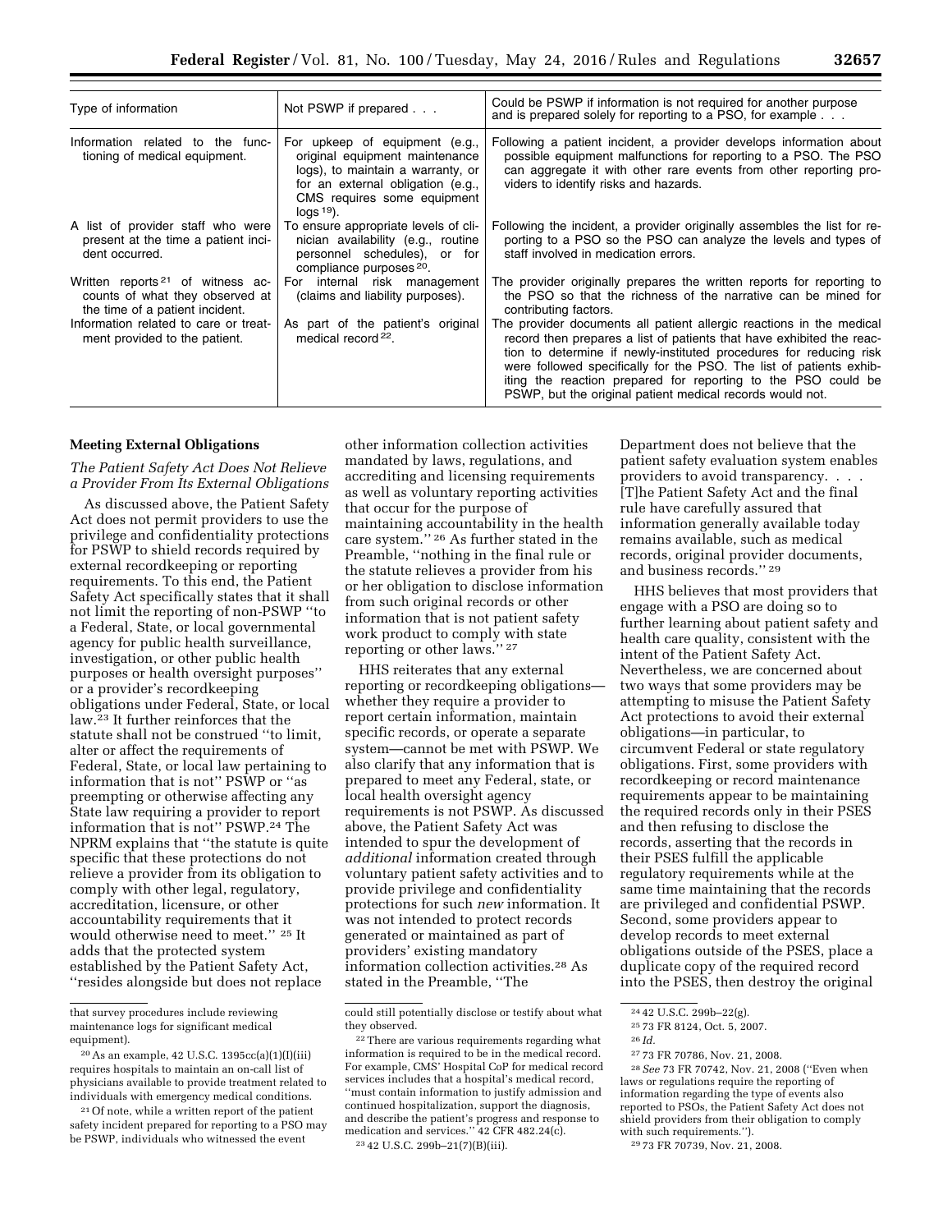| Type of information | Not PSWP if prepared . . . | Could be PSWP if information is not required for another purpose and is prepared solely for reporting to a PSO, for example . . . |
|---|---|---|
| Information related to the functioning of medical equipment. | For upkeep of equipment (e.g., original equipment maintenance logs), to maintain a warranty, or for an external obligation (e.g., CMS requires some equipment logs [19]). | Following a patient incident, a provider develops information about possible equipment malfunctions for reporting to a PSO. The PSO can aggregate it with other rare events from other reporting providers to identify risks and hazards. |
| A list of provider staff who were present at the time a patient incident occurred. | To ensure appropriate levels of clinician availability (e.g., routine personnel schedules), or for compliance purposes [20]. | Following the incident, a provider originally assembles the list for reporting to a PSO so the PSO can analyze the levels and types of staff involved in medication errors. |
| Written reports [21] of witness accounts of what they observed at the time of a patient incident. | For internal risk management (claims and liability purposes). | The provider originally prepares the written reports for reporting to the PSO so that the richness of the narrative can be mined for contributing factors. |
| Information related to care or treatment provided to the patient. | As part of the patient's original medical record [22]. | The provider documents all patient allergic reactions in the medical record then prepares a list of patients that have exhibited the reaction to determine if newly-instituted procedures for reducing risk were followed specifically for the PSO. The list of patients exhibiting the reaction prepared for reporting to the PSO could be PSWP, but the original patient medical records would not. |

### Meeting External Obligations

#### *The Patient Safety Act Does Not Relieve a Provider From Its External Obligations*

As discussed above, the Patient Safety Act does not permit providers to use the privilege and confidentiality protections for PSWP to shield records required by external recordkeeping or reporting requirements. To this end, the Patient Safety Act specifically states that it shall not limit the reporting of non-PSWP ''to a Federal, State, or local governmental agency for public health surveillance, investigation, or other public health purposes or health oversight purposes'' or a provider's recordkeeping obligations under Federal, State, or local law.[23] It further reinforces that the statute shall not be construed ''to limit, alter or affect the requirements of Federal, State, or local law pertaining to information that is not'' PSWP or ''as preempting or otherwise affecting any State law requiring a provider to report information that is not'' PSWP.[24] The NPRM explains that ''the statute is quite specific that these protections do not relieve a provider from its obligation to comply with other legal, regulatory, accreditation, licensure, or other accountability requirements that it would otherwise need to meet.'' [25] It adds that the protected system established by the Patient Safety Act, ''resides alongside but does not replace other information collection activities mandated by laws, regulations, and accrediting and licensing requirements as well as voluntary reporting activities that occur for the purpose of maintaining accountability in the health care system.'' [26] As further stated in the Preamble, ''nothing in the final rule or the statute relieves a provider from his or her obligation to disclose information from such original records or other information that is not patient safety work product to comply with state reporting or other laws.'' [27]

HHS reiterates that any external reporting or recordkeeping obligations—whether they require a provider to report certain information, maintain specific records, or operate a separate system—cannot be met with PSWP. We also clarify that any information that is prepared to meet any Federal, state, or local health oversight agency requirements is not PSWP. As discussed above, the Patient Safety Act was intended to spur the development of *additional* information created through voluntary patient safety activities and to provide privilege and confidentiality protections for such *new* information. It was not intended to protect records generated or maintained as part of providers' existing mandatory information collection activities.[28] As stated in the Preamble, ''The Department does not believe that the patient safety evaluation system enables providers to avoid transparency. . . . [T]he Patient Safety Act and the final rule have carefully assured that information generally available today remains available, such as medical records, original provider documents, and business records.'' [29]

HHS believes that most providers that engage with a PSO are doing so to further learning about patient safety and health care quality, consistent with the intent of the Patient Safety Act. Nevertheless, we are concerned about two ways that some providers may be attempting to misuse the Patient Safety Act protections to avoid their external obligations—in particular, to circumvent Federal or state regulatory obligations. First, some providers with recordkeeping or record maintenance requirements appear to be maintaining the required records only in their PSES and then refusing to disclose the records, asserting that the records in their PSES fulfill the applicable regulatory requirements while at the same time maintaining that the records are privileged and confidential PSWP. Second, some providers appear to develop records to meet external obligations outside of the PSES, place a duplicate copy of the required record into the PSES, then destroy the original

---

that survey procedures include reviewing maintenance logs for significant medical equipment).

[20] As an example, 42 U.S.C. 1395cc(a)(1)(I)(iii) requires hospitals to maintain an on-call list of physicians available to provide treatment related to individuals with emergency medical conditions.

[21] Of note, while a written report of the patient safety incident prepared for reporting to a PSO may be PSWP, individuals who witnessed the event could still potentially disclose or testify about what they observed.

[22] There are various requirements regarding what information is required to be in the medical record. For example, CMS' Hospital CoP for medical record services includes that a hospital's medical record, ''must contain information to justify admission and continued hospitalization, support the diagnosis, and describe the patient's progress and response to medication and services.'' 42 CFR 482.24(c).

[23] 42 U.S.C. 299b–21(7)(B)(iii).

[24] 42 U.S.C. 299b–22(g).

[25] 73 FR 8124, Oct. 5, 2007.

[26] *Id.*

[27] 73 FR 70786, Nov. 21, 2008.

[28] *See* 73 FR 70742, Nov. 21, 2008 (''Even when laws or regulations require the reporting of information regarding the type of events also reported to PSOs, the Patient Safety Act does not shield providers from their obligation to comply with such requirements.'').

[29] 73 FR 70739, Nov. 21, 2008.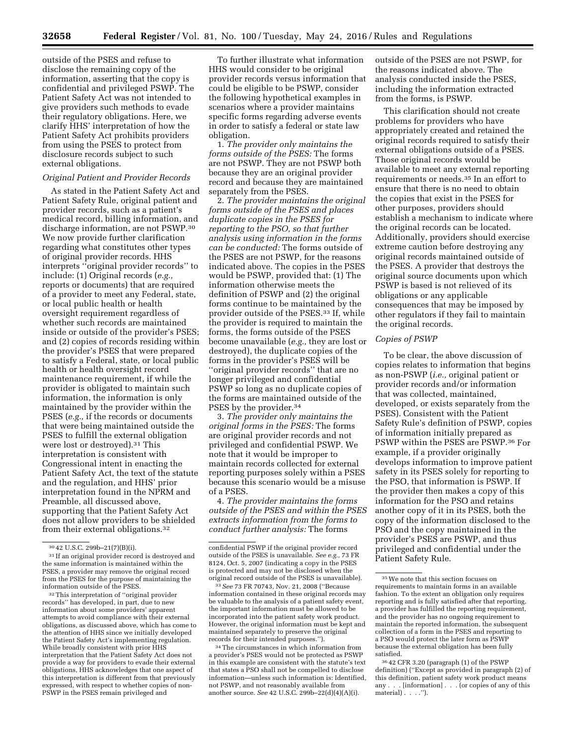outside of the PSES and refuse to disclose the remaining copy of the information, asserting that the copy is confidential and privileged PSWP. The Patient Safety Act was not intended to give providers such methods to evade their regulatory obligations. Here, we clarify HHS' interpretation of how the Patient Safety Act prohibits providers from using the PSES to protect from disclosure records subject to such external obligations.

### *Original Patient and Provider Records*

As stated in the Patient Safety Act and Patient Safety Rule, original patient and provider records, such as a patient's medical record, billing information, and discharge information, are not PSWP.[30] We now provide further clarification regarding what constitutes other types of original provider records. HHS interprets ''original provider records'' to include: (1) Original records (*e.g.,* reports or documents) that are required of a provider to meet any Federal, state, or local public health or health oversight requirement regardless of whether such records are maintained inside or outside of the provider's PSES; and (2) copies of records residing within the provider's PSES that were prepared to satisfy a Federal, state, or local public health or health oversight record maintenance requirement, if while the provider is obligated to maintain such information, the information is only maintained by the provider within the PSES (*e.g.,* if the records or documents that were being maintained outside the PSES to fulfill the external obligation were lost or destroyed).[31] This interpretation is consistent with Congressional intent in enacting the Patient Safety Act, the text of the statute and the regulation, and HHS' prior interpretation found in the NPRM and Preamble, all discussed above, supporting that the Patient Safety Act does not allow providers to be shielded from their external obligations.[32]

To further illustrate what information HHS would consider to be original provider records versus information that could be eligible to be PSWP, consider the following hypothetical examples in scenarios where a provider maintains specific forms regarding adverse events in order to satisfy a federal or state law obligation.

1. *The provider only maintains the forms outside of the PSES:* The forms are not PSWP. They are not PSWP both because they are an original provider record and because they are maintained separately from the PSES.

2. *The provider maintains the original forms outside of the PSES and places duplicate copies in the PSES for reporting to the PSO, so that further analysis using information in the forms can be conducted:* The forms outside of the PSES are not PSWP, for the reasons indicated above. The copies in the PSES would be PSWP, provided that: (1) The information otherwise meets the definition of PSWP and (2) the original forms continue to be maintained by the provider outside of the PSES.[33] If, while the provider is required to maintain the forms, the forms outside of the PSES become unavailable (*e.g.,* they are lost or destroyed), the duplicate copies of the forms in the provider's PSES will be ''original provider records'' that are no longer privileged and confidential PSWP so long as no duplicate copies of the forms are maintained outside of the PSES by the provider.[34]

3. *The provider only maintains the original forms in the PSES:* The forms are original provider records and not privileged and confidential PSWP. We note that it would be improper to maintain records collected for external reporting purposes solely within a PSES because this scenario would be a misuse of a PSES.

4. *The provider maintains the forms outside of the PSES and within the PSES extracts information from the forms to conduct further analysis:* The forms outside of the PSES are not PSWP, for the reasons indicated above. The analysis conducted inside the PSES, including the information extracted from the forms, is PSWP.

This clarification should not create problems for providers who have appropriately created and retained the original records required to satisfy their external obligations outside of a PSES. Those original records would be available to meet any external reporting requirements or needs.[35] In an effort to ensure that there is no need to obtain the copies that exist in the PSES for other purposes, providers should establish a mechanism to indicate where the original records can be located. Additionally, providers should exercise extreme caution before destroying any original records maintained outside of the PSES. A provider that destroys the original source documents upon which PSWP is based is not relieved of its obligations or any applicable consequences that may be imposed by other regulators if they fail to maintain the original records.

### *Copies of PSWP*

To be clear, the above discussion of copies relates to information that begins as non-PSWP (*i.e.,* original patient or provider records and/or information that was collected, maintained, developed, or exists separately from the PSES). Consistent with the Patient Safety Rule's definition of PSWP, copies of information initially prepared as PSWP within the PSES are PSWP.[36] For example, if a provider originally develops information to improve patient safety in its PSES solely for reporting to the PSO, that information is PSWP. If the provider then makes a copy of this information for the PSO and retains another copy of it in its PSES, both the copy of the information disclosed to the PSO and the copy maintained in the provider's PSES are PSWP, and thus privileged and confidential under the Patient Safety Rule.

---

[30] 42 U.S.C. 299b–21(7)(B)(i).

[31] If an original provider record is destroyed and the same information is maintained within the PSES, a provider may remove the original record from the PSES for the purpose of maintaining the information outside of the PSES.

[32] This interpretation of ''original provider records'' has developed, in part, due to new information about some providers' apparent attempts to avoid compliance with their external obligations, as discussed above, which has come to the attention of HHS since we initially developed the Patient Safety Act's implementing regulation. While broadly consistent with prior HHS interpretation that the Patient Safety Act does not provide a way for providers to evade their external obligations, HHS acknowledges that one aspect of this interpretation is different from that previously expressed, with respect to whether copies of non-PSWP in the PSES remain privileged and confidential PSWP if the original provider record outside of the PSES is unavailable. *See e.g.,* 73 FR 8124, Oct. 5, 2007 (indicating a copy in the PSES is protected and may not be disclosed when the original record outside of the PSES is unavailable).

[33] *See* 73 FR 70743, Nov. 21, 2008 (''Because information contained in these original records may be valuable to the analysis of a patient safety event, the important information must be allowed to be incorporated into the patient safety work product. However, the original information must be kept and maintained separately to preserve the original records for their intended purposes.'').

[34] The circumstances in which information from a provider's PSES would not be protected as PSWP in this example are consistent with the statute's text that states a PSO shall not be compelled to disclose information—unless such information is: Identified, not PSWP, and not reasonably available from another source. *See* 42 U.S.C. 299b–22(d)(4)(A)(i).

[35] We note that this section focuses on requirements to maintain forms in an available fashion. To the extent an obligation only requires reporting and is fully satisfied after that reporting, a provider has fulfilled the reporting requirement, and the provider has no ongoing requirement to maintain the reported information, the subsequent collection of a form in the PSES and reporting to a PSO would protect the later form as PSWP because the external obligation has been fully satisfied.

[36] 42 CFR 3.20 (paragraph (1) of the PSWP definition) (''Except as provided in paragraph (2) of this definition, patient safety work product means any . . . [information] . . . (or copies of any of this material) . . . .'').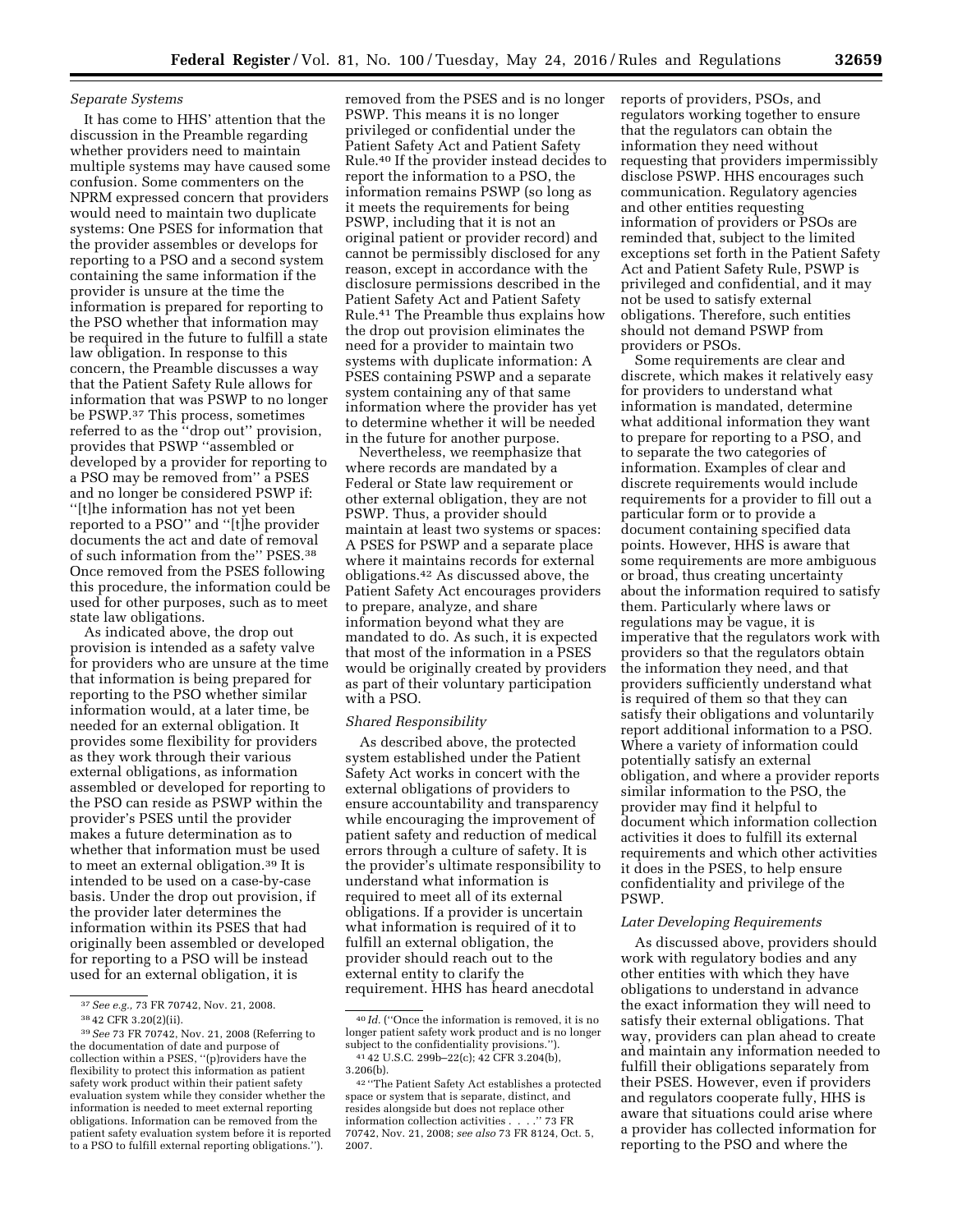*Separate Systems*

It has come to HHS' attention that the discussion in the Preamble regarding whether providers need to maintain multiple systems may have caused some confusion. Some commenters on the NPRM expressed concern that providers would need to maintain two duplicate systems: One PSES for information that the provider assembles or develops for reporting to a PSO and a second system containing the same information if the provider is unsure at the time the information is prepared for reporting to the PSO whether that information may be required in the future to fulfill a state law obligation. In response to this concern, the Preamble discusses a way that the Patient Safety Rule allows for information that was PSWP to no longer be PSWP.[37] This process, sometimes referred to as the ''drop out'' provision, provides that PSWP ''assembled or developed by a provider for reporting to a PSO may be removed from'' a PSES and no longer be considered PSWP if: ''[t]he information has not yet been reported to a PSO'' and ''[t]he provider documents the act and date of removal of such information from the'' PSES.[38] Once removed from the PSES following this procedure, the information could be used for other purposes, such as to meet state law obligations.

As indicated above, the drop out provision is intended as a safety valve for providers who are unsure at the time that information is being prepared for reporting to the PSO whether similar information would, at a later time, be needed for an external obligation. It provides some flexibility for providers as they work through their various external obligations, as information assembled or developed for reporting to the PSO can reside as PSWP within the provider's PSES until the provider makes a future determination as to whether that information must be used to meet an external obligation.[39] It is intended to be used on a case-by-case basis. Under the drop out provision, if the provider later determines the information within its PSES that had originally been assembled or developed for reporting to a PSO will be instead used for an external obligation, it is removed from the PSES and is no longer PSWP. This means it is no longer privileged or confidential under the Patient Safety Act and Patient Safety Rule.[40] If the provider instead decides to report the information to a PSO, the information remains PSWP (so long as it meets the requirements for being PSWP, including that it is not an original patient or provider record) and cannot be permissibly disclosed for any reason, except in accordance with the disclosure permissions described in the Patient Safety Act and Patient Safety Rule.[41] The Preamble thus explains how the drop out provision eliminates the need for a provider to maintain two systems with duplicate information: A PSES containing PSWP and a separate system containing any of that same information where the provider has yet to determine whether it will be needed in the future for another purpose.

Nevertheless, we reemphasize that where records are mandated by a Federal or State law requirement or other external obligation, they are not PSWP. Thus, a provider should maintain at least two systems or spaces: A PSES for PSWP and a separate place where it maintains records for external obligations.[42] As discussed above, the Patient Safety Act encourages providers to prepare, analyze, and share information beyond what they are mandated to do. As such, it is expected that most of the information in a PSES would be originally created by providers as part of their voluntary participation with a PSO.

*Shared Responsibility*

As described above, the protected system established under the Patient Safety Act works in concert with the external obligations of providers to ensure accountability and transparency while encouraging the improvement of patient safety and reduction of medical errors through a culture of safety. It is the provider's ultimate responsibility to understand what information is required to meet all of its external obligations. If a provider is uncertain what information is required of it to fulfill an external obligation, the provider should reach out to the external entity to clarify the requirement. HHS has heard anecdotal reports of providers, PSOs, and regulators working together to ensure that the regulators can obtain the information they need without requesting that providers impermissibly disclose PSWP. HHS encourages such communication. Regulatory agencies and other entities requesting information of providers or PSOs are reminded that, subject to the limited exceptions set forth in the Patient Safety Act and Patient Safety Rule, PSWP is privileged and confidential, and it may not be used to satisfy external obligations. Therefore, such entities should not demand PSWP from providers or PSOs.

Some requirements are clear and discrete, which makes it relatively easy for providers to understand what information is mandated, determine what additional information they want to prepare for reporting to a PSO, and to separate the two categories of information. Examples of clear and discrete requirements would include requirements for a provider to fill out a particular form or to provide a document containing specified data points. However, HHS is aware that some requirements are more ambiguous or broad, thus creating uncertainty about the information required to satisfy them. Particularly where laws or regulations may be vague, it is imperative that the regulators work with providers so that the regulators obtain the information they need, and that providers sufficiently understand what is required of them so that they can satisfy their obligations and voluntarily report additional information to a PSO. Where a variety of information could potentially satisfy an external obligation, and where a provider reports similar information to the PSO, the provider may find it helpful to document which information collection activities it does to fulfill its external requirements and which other activities it does in the PSES, to help ensure confidentiality and privilege of the PSWP.

*Later Developing Requirements*

As discussed above, providers should work with regulatory bodies and any other entities with which they have obligations to understand in advance the exact information they will need to satisfy their external obligations. That way, providers can plan ahead to create and maintain any information needed to fulfill their obligations separately from their PSES. However, even if providers and regulators cooperate fully, HHS is aware that situations could arise where a provider has collected information for reporting to the PSO and where the

---

[37] *See e.g.,* 73 FR 70742, Nov. 21, 2008.

[38] 42 CFR 3.20(2)(ii).

[39] *See* 73 FR 70742, Nov. 21, 2008 (Referring to the documentation of date and purpose of collection within a PSES, ''(p)roviders have the flexibility to protect this information as patient safety work product within their patient safety evaluation system while they consider whether the information is needed to meet external reporting obligations. Information can be removed from the patient safety evaluation system before it is reported to a PSO to fulfill external reporting obligations.'').

[40] *Id.* (''Once the information is removed, it is no longer patient safety work product and is no longer subject to the confidentiality provisions.'').

[41] 42 U.S.C. 299b–22(c); 42 CFR 3.204(b), 3.206(b).

[42] ''The Patient Safety Act establishes a protected space or system that is separate, distinct, and resides alongside but does not replace other information collection activities . . . .'' 73 FR 70742, Nov. 21, 2008; *see also* 73 FR 8124, Oct. 5, 2007.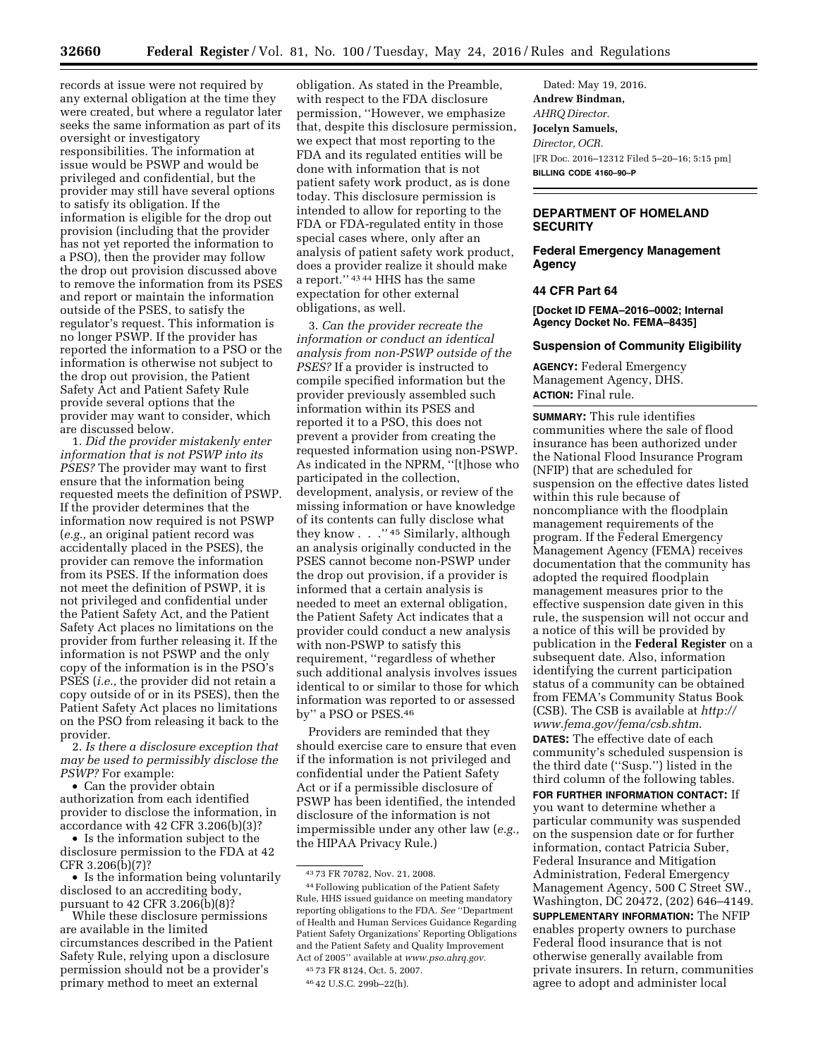records at issue were not required by any external obligation at the time they were created, but where a regulator later seeks the same information as part of its oversight or investigatory responsibilities. The information at issue would be PSWP and would be privileged and confidential, but the provider may still have several options to satisfy its obligation. If the information is eligible for the drop out provision (including that the provider has not yet reported the information to a PSO), then the provider may follow the drop out provision discussed above to remove the information from its PSES and report or maintain the information outside of the PSES, to satisfy the regulator's request. This information is no longer PSWP. If the provider has reported the information to a PSO or the information is otherwise not subject to the drop out provision, the Patient Safety Act and Patient Safety Rule provide several options that the provider may want to consider, which are discussed below.

1. *Did the provider mistakenly enter information that is not PSWP into its PSES?* The provider may want to first ensure that the information being requested meets the definition of PSWP. If the provider determines that the information now required is not PSWP (*e.g.,* an original patient record was accidentally placed in the PSES), the provider can remove the information from its PSES. If the information does not meet the definition of PSWP, it is not privileged and confidential under the Patient Safety Act, and the Patient Safety Act places no limitations on the provider from further releasing it. If the information is not PSWP and the only copy of the information is in the PSO's PSES (*i.e.,* the provider did not retain a copy outside of or in its PSES), then the Patient Safety Act places no limitations on the PSO from releasing it back to the provider.

2. *Is there a disclosure exception that may be used to permissibly disclose the PSWP?* For example:

- Can the provider obtain authorization from each identified provider to disclose the information, in accordance with 42 CFR 3.206(b)(3)?
- Is the information subject to the disclosure permission to the FDA at 42 CFR 3.206(b)(7)?
- Is the information being voluntarily disclosed to an accrediting body, pursuant to 42 CFR 3.206(b)(8)?

While these disclosure permissions are available in the limited circumstances described in the Patient Safety Rule, relying upon a disclosure permission should not be a provider's primary method to meet an external obligation. As stated in the Preamble, with respect to the FDA disclosure permission, "However, we emphasize that, despite this disclosure permission, we expect that most reporting to the FDA and its regulated entities will be done with information that is not patient safety work product, as is done today. This disclosure permission is intended to allow for reporting to the FDA or FDA-regulated entity in those special cases where, only after an analysis of patient safety work product, does a provider realize it should make a report." [43 44] HHS has the same expectation for other external obligations, as well.

3. *Can the provider recreate the information or conduct an identical analysis from non-PSWP outside of the PSES?* If a provider is instructed to compile specified information but the provider previously assembled such information within its PSES and reported it to a PSO, this does not prevent a provider from creating the requested information using non-PSWP. As indicated in the NPRM, "[t]hose who participated in the collection, development, analysis, or review of the missing information or have knowledge of its contents can fully disclose what they know . . ." [45] Similarly, although an analysis originally conducted in the PSES cannot become non-PSWP under the drop out provision, if a provider is informed that a certain analysis is needed to meet an external obligation, the Patient Safety Act indicates that a provider could conduct a new analysis with non-PSWP to satisfy this requirement, "regardless of whether such additional analysis involves issues identical to or similar to those for which information was reported to or assessed by" a PSO or PSES.[46]

Providers are reminded that they should exercise care to ensure that even if the information is not privileged and confidential under the Patient Safety Act or if a permissible disclosure of PSWP has been identified, the intended disclosure of the information is not impermissible under any other law (*e.g.,* the HIPAA Privacy Rule.)

[43] 73 FR 70782, Nov. 21, 2008.

[44] Following publication of the Patient Safety Rule, HHS issued guidance on meeting mandatory reporting obligations to the FDA. *See* "Department of Health and Human Services Guidance Regarding Patient Safety Organizations' Reporting Obligations and the Patient Safety and Quality Improvement Act of 2005" available at *www.pso.ahrq.gov.*

[45] 73 FR 8124, Oct. 5, 2007.

[46] 42 U.S.C. 299b–22(h).

Dated: May 19, 2016.

**Andrew Bindman,**

*AHRQ Director.*

**Jocelyn Samuels,**

*Director, OCR.*

[FR Doc. 2016–12312 Filed 5–20–16; 5:15 pm]

**BILLING CODE 4160–90–P**

## DEPARTMENT OF HOMELAND SECURITY

### Federal Emergency Management Agency

### 44 CFR Part 64

**[Docket ID FEMA–2016–0002; Internal Agency Docket No. FEMA–8435]**

### Suspension of Community Eligibility

**AGENCY:** Federal Emergency Management Agency, DHS.

**ACTION:** Final rule.

**SUMMARY:** This rule identifies communities where the sale of flood insurance has been authorized under the National Flood Insurance Program (NFIP) that are scheduled for suspension on the effective dates listed within this rule because of noncompliance with the floodplain management requirements of the program. If the Federal Emergency Management Agency (FEMA) receives documentation that the community has adopted the required floodplain management measures prior to the effective suspension date given in this rule, the suspension will not occur and a notice of this will be provided by publication in the **Federal Register** on a subsequent date. Also, information identifying the current participation status of a community can be obtained from FEMA's Community Status Book (CSB). The CSB is available at *http://www.fema.gov/fema/csb.shtm*.

**DATES:** The effective date of each community's scheduled suspension is the third date ("Susp.") listed in the third column of the following tables.

**FOR FURTHER INFORMATION CONTACT:** If you want to determine whether a particular community was suspended on the suspension date or for further information, contact Patricia Suber, Federal Insurance and Mitigation Administration, Federal Emergency Management Agency, 500 C Street SW., Washington, DC 20472, (202) 646–4149.

**SUPPLEMENTARY INFORMATION:** The NFIP enables property owners to purchase Federal flood insurance that is not otherwise generally available from private insurers. In return, communities agree to adopt and administer local